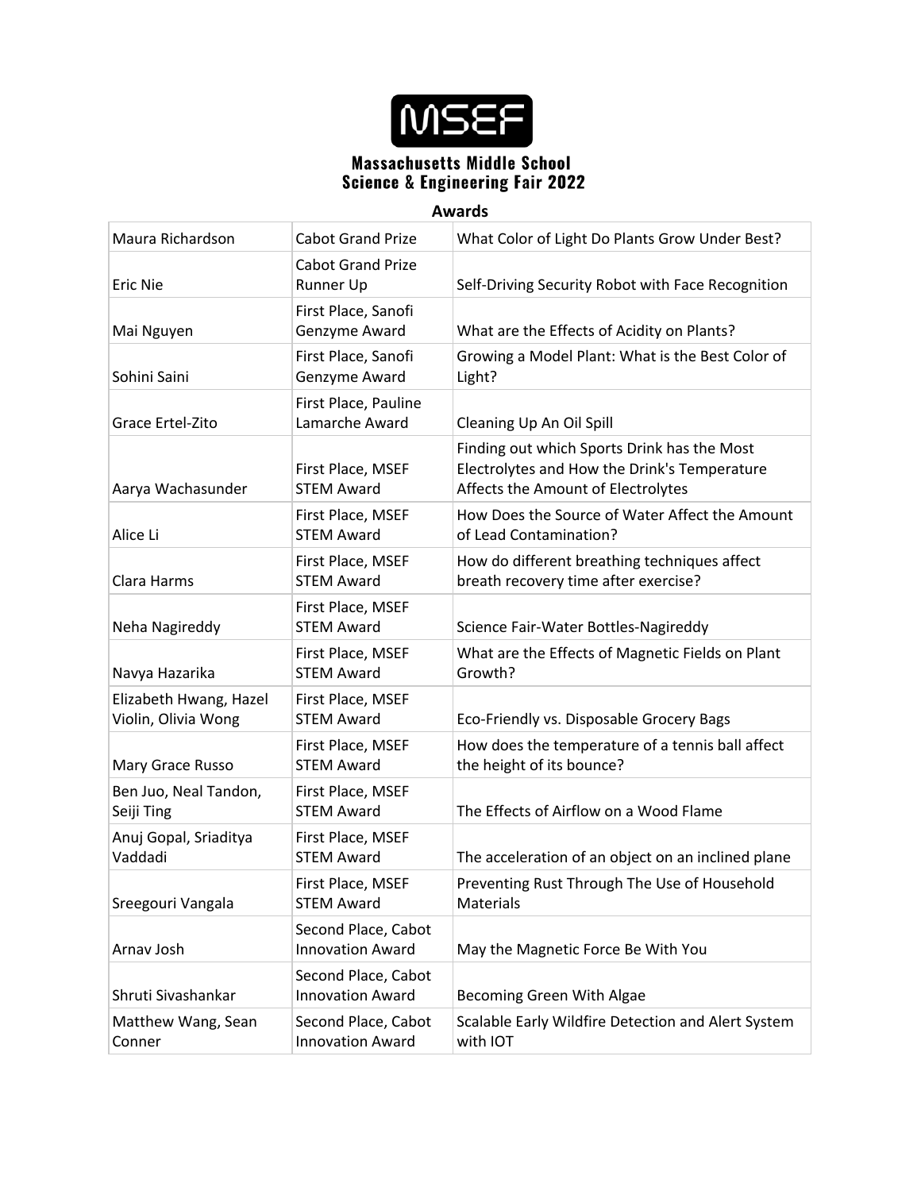# MSEF

## Massachusetts Middle School Science & Engineering Fair 2022

### Awards

| Name | Award | Project |
|---|---|---|
| Maura Richardson | Cabot Grand Prize | What Color of Light Do Plants Grow Under Best? |
| Eric Nie | Cabot Grand Prize Runner Up | Self-Driving Security Robot with Face Recognition |
| Mai Nguyen | First Place, Sanofi Genzyme Award | What are the Effects of Acidity on Plants? |
| Sohini Saini | First Place, Sanofi Genzyme Award | Growing a Model Plant: What is the Best Color of Light? |
| Grace Ertel-Zito | First Place, Pauline Lamarche Award | Cleaning Up An Oil Spill |
| Aarya Wachasunder | First Place, MSEF STEM Award | Finding out which Sports Drink has the Most Electrolytes and How the Drink's Temperature Affects the Amount of Electrolytes |
| Alice Li | First Place, MSEF STEM Award | How Does the Source of Water Affect the Amount of Lead Contamination? |
| Clara Harms | First Place, MSEF STEM Award | How do different breathing techniques affect breath recovery time after exercise? |
| Neha Nagireddy | First Place, MSEF STEM Award | Science Fair-Water Bottles-Nagireddy |
| Navya Hazarika | First Place, MSEF STEM Award | What are the Effects of Magnetic Fields on Plant Growth? |
| Elizabeth Hwang, Hazel Violin, Olivia Wong | First Place, MSEF STEM Award | Eco-Friendly vs. Disposable Grocery Bags |
| Mary Grace Russo | First Place, MSEF STEM Award | How does the temperature of a tennis ball affect the height of its bounce? |
| Ben Juo, Neal Tandon, Seiji Ting | First Place, MSEF STEM Award | The Effects of Airflow on a Wood Flame |
| Anuj Gopal, Sriaditya Vaddadi | First Place, MSEF STEM Award | The acceleration of an object on an inclined plane |
| Sreegouri Vangala | First Place, MSEF STEM Award | Preventing Rust Through The Use of Household Materials |
| Arnav Josh | Second Place, Cabot Innovation Award | May the Magnetic Force Be With You |
| Shruti Sivashankar | Second Place, Cabot Innovation Award | Becoming Green With Algae |
| Matthew Wang, Sean Conner | Second Place, Cabot Innovation Award | Scalable Early Wildfire Detection and Alert System with IOT |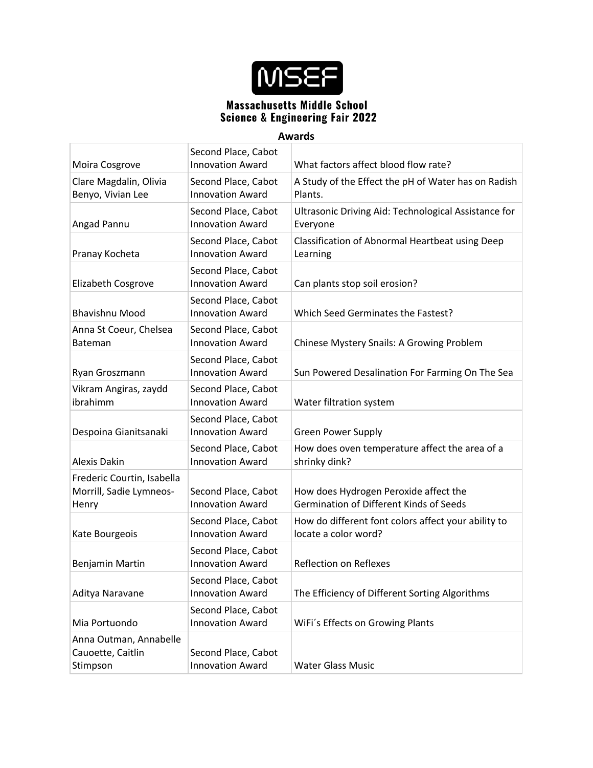**MSEF**

## Massachusetts Middle School Science & Engineering Fair 2022

### Awards

| | | |
|---|---|---|
| Moira Cosgrove | Second Place, Cabot Innovation Award | What factors affect blood flow rate? |
| Clare Magdalin, Olivia Benyo, Vivian Lee | Second Place, Cabot Innovation Award | A Study of the Effect the pH of Water has on Radish Plants. |
| Angad Pannu | Second Place, Cabot Innovation Award | Ultrasonic Driving Aid: Technological Assistance for Everyone |
| Pranay Kocheta | Second Place, Cabot Innovation Award | Classification of Abnormal Heartbeat using Deep Learning |
| Elizabeth Cosgrove | Second Place, Cabot Innovation Award | Can plants stop soil erosion? |
| Bhavishnu Mood | Second Place, Cabot Innovation Award | Which Seed Germinates the Fastest? |
| Anna St Coeur, Chelsea Bateman | Second Place, Cabot Innovation Award | Chinese Mystery Snails: A Growing Problem |
| Ryan Groszmann | Second Place, Cabot Innovation Award | Sun Powered Desalination For Farming On The Sea |
| Vikram Angiras, zaydd ibrahimm | Second Place, Cabot Innovation Award | Water filtration system |
| Despoina Gianitsanaki | Second Place, Cabot Innovation Award | Green Power Supply |
| Alexis Dakin | Second Place, Cabot Innovation Award | How does oven temperature affect the area of a shrinky dink? |
| Frederic Courtin, Isabella Morrill, Sadie Lymneos-Henry | Second Place, Cabot Innovation Award | How does Hydrogen Peroxide affect the Germination of Different Kinds of Seeds |
| Kate Bourgeois | Second Place, Cabot Innovation Award | How do different font colors affect your ability to locate a color word? |
| Benjamin Martin | Second Place, Cabot Innovation Award | Reflection on Reflexes |
| Aditya Naravane | Second Place, Cabot Innovation Award | The Efficiency of Different Sorting Algorithms |
| Mia Portuondo | Second Place, Cabot Innovation Award | WiFi´s Effects on Growing Plants |
| Anna Outman, Annabelle Cauoette, Caitlin Stimpson | Second Place, Cabot Innovation Award | Water Glass Music |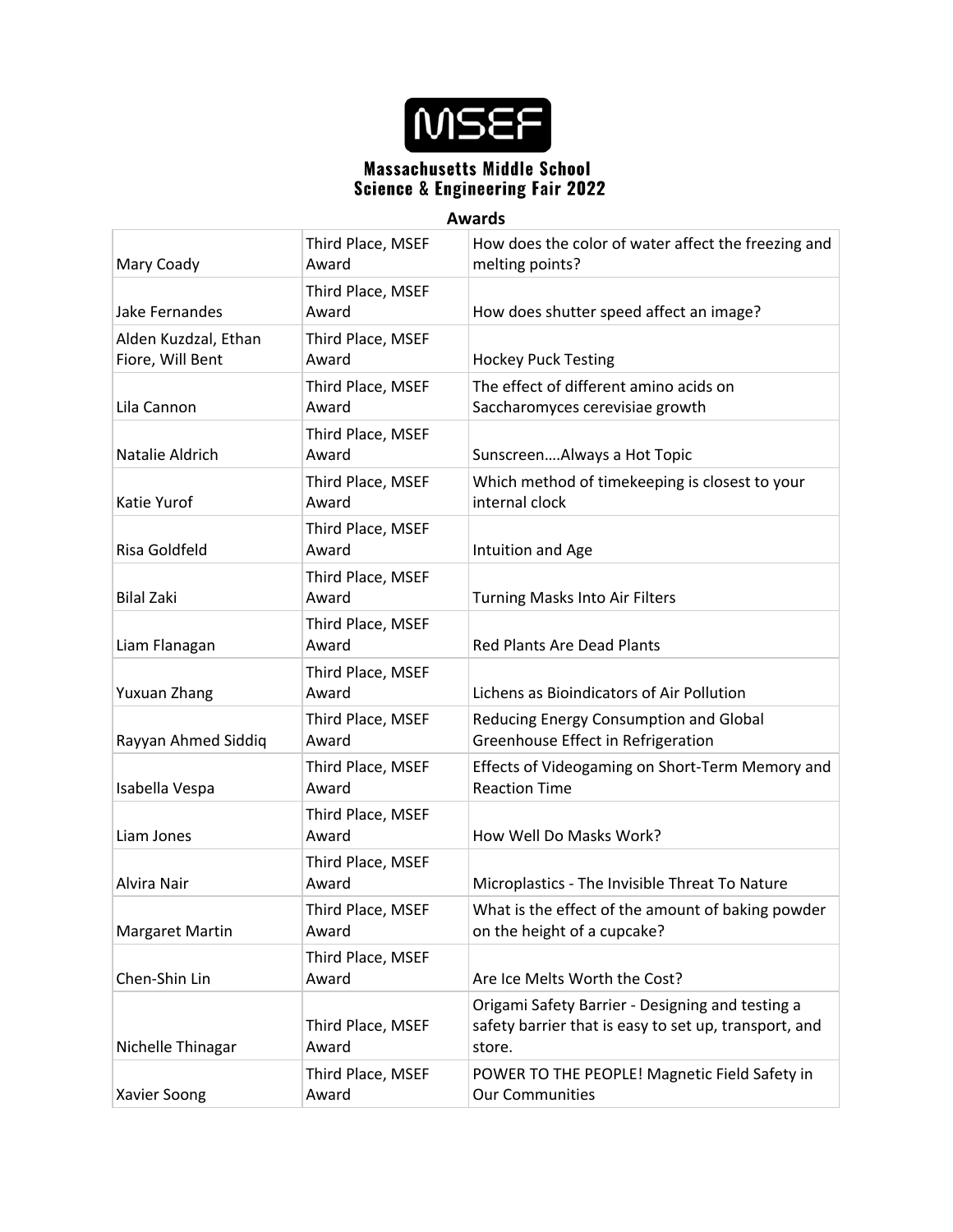# MSEF

## Massachusetts Middle School Science & Engineering Fair 2022

### Awards

| | | |
|---|---|---|
| Mary Coady | Third Place, MSEF Award | How does the color of water affect the freezing and melting points? |
| Jake Fernandes | Third Place, MSEF Award | How does shutter speed affect an image? |
| Alden Kuzdzal, Ethan Fiore, Will Bent | Third Place, MSEF Award | Hockey Puck Testing |
| Lila Cannon | Third Place, MSEF Award | The effect of different amino acids on Saccharomyces cerevisiae growth |
| Natalie Aldrich | Third Place, MSEF Award | Sunscreen….Always a Hot Topic |
| Katie Yurof | Third Place, MSEF Award | Which method of timekeeping is closest to your internal clock |
| Risa Goldfeld | Third Place, MSEF Award | Intuition and Age |
| Bilal Zaki | Third Place, MSEF Award | Turning Masks Into Air Filters |
| Liam Flanagan | Third Place, MSEF Award | Red Plants Are Dead Plants |
| Yuxuan Zhang | Third Place, MSEF Award | Lichens as Bioindicators of Air Pollution |
| Rayyan Ahmed Siddiq | Third Place, MSEF Award | Reducing Energy Consumption and Global Greenhouse Effect in Refrigeration |
| Isabella Vespa | Third Place, MSEF Award | Effects of Videogaming on Short-Term Memory and Reaction Time |
| Liam Jones | Third Place, MSEF Award | How Well Do Masks Work? |
| Alvira Nair | Third Place, MSEF Award | Microplastics - The Invisible Threat To Nature |
| Margaret Martin | Third Place, MSEF Award | What is the effect of the amount of baking powder on the height of a cupcake? |
| Chen-Shin Lin | Third Place, MSEF Award | Are Ice Melts Worth the Cost? |
| Nichelle Thinagar | Third Place, MSEF Award | Origami Safety Barrier - Designing and testing a safety barrier that is easy to set up, transport, and store. |
| Xavier Soong | Third Place, MSEF Award | POWER TO THE PEOPLE! Magnetic Field Safety in Our Communities |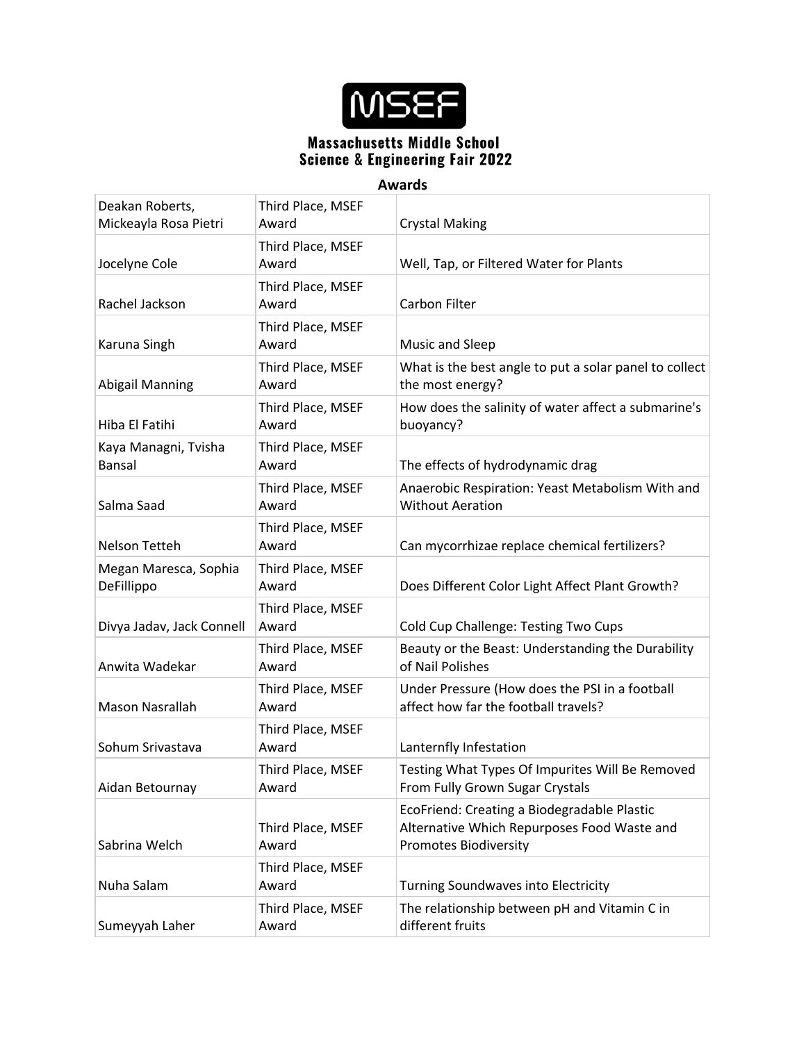MSEF

# Massachusetts Middle School Science & Engineering Fair 2022

## Awards

| | | |
|---|---|---|
| Deakan Roberts, Mickeayla Rosa Pietri | Third Place, MSEF Award | Crystal Making |
| Jocelyne Cole | Third Place, MSEF Award | Well, Tap, or Filtered Water for Plants |
| Rachel Jackson | Third Place, MSEF Award | Carbon Filter |
| Karuna Singh | Third Place, MSEF Award | Music and Sleep |
| Abigail Manning | Third Place, MSEF Award | What is the best angle to put a solar panel to collect the most energy? |
| Hiba El Fatihi | Third Place, MSEF Award | How does the salinity of water affect a submarine's buoyancy? |
| Kaya Managni, Tvisha Bansal | Third Place, MSEF Award | The effects of hydrodynamic drag |
| Salma Saad | Third Place, MSEF Award | Anaerobic Respiration: Yeast Metabolism With and Without Aeration |
| Nelson Tetteh | Third Place, MSEF Award | Can mycorrhizae replace chemical fertilizers? |
| Megan Maresca, Sophia DeFillippo | Third Place, MSEF Award | Does Different Color Light Affect Plant Growth? |
| Divya Jadav, Jack Connell | Third Place, MSEF Award | Cold Cup Challenge: Testing Two Cups |
| Anwita Wadekar | Third Place, MSEF Award | Beauty or the Beast: Understanding the Durability of Nail Polishes |
| Mason Nasrallah | Third Place, MSEF Award | Under Pressure (How does the PSI in a football affect how far the football travels? |
| Sohum Srivastava | Third Place, MSEF Award | Lanternfly Infestation |
| Aidan Betournay | Third Place, MSEF Award | Testing What Types Of Impurites Will Be Removed From Fully Grown Sugar Crystals |
| Sabrina Welch | Third Place, MSEF Award | EcoFriend: Creating a Biodegradable Plastic Alternative Which Repurposes Food Waste and Promotes Biodiversity |
| Nuha Salam | Third Place, MSEF Award | Turning Soundwaves into Electricity |
| Sumeyyah Laher | Third Place, MSEF Award | The relationship between pH and Vitamin C in different fruits |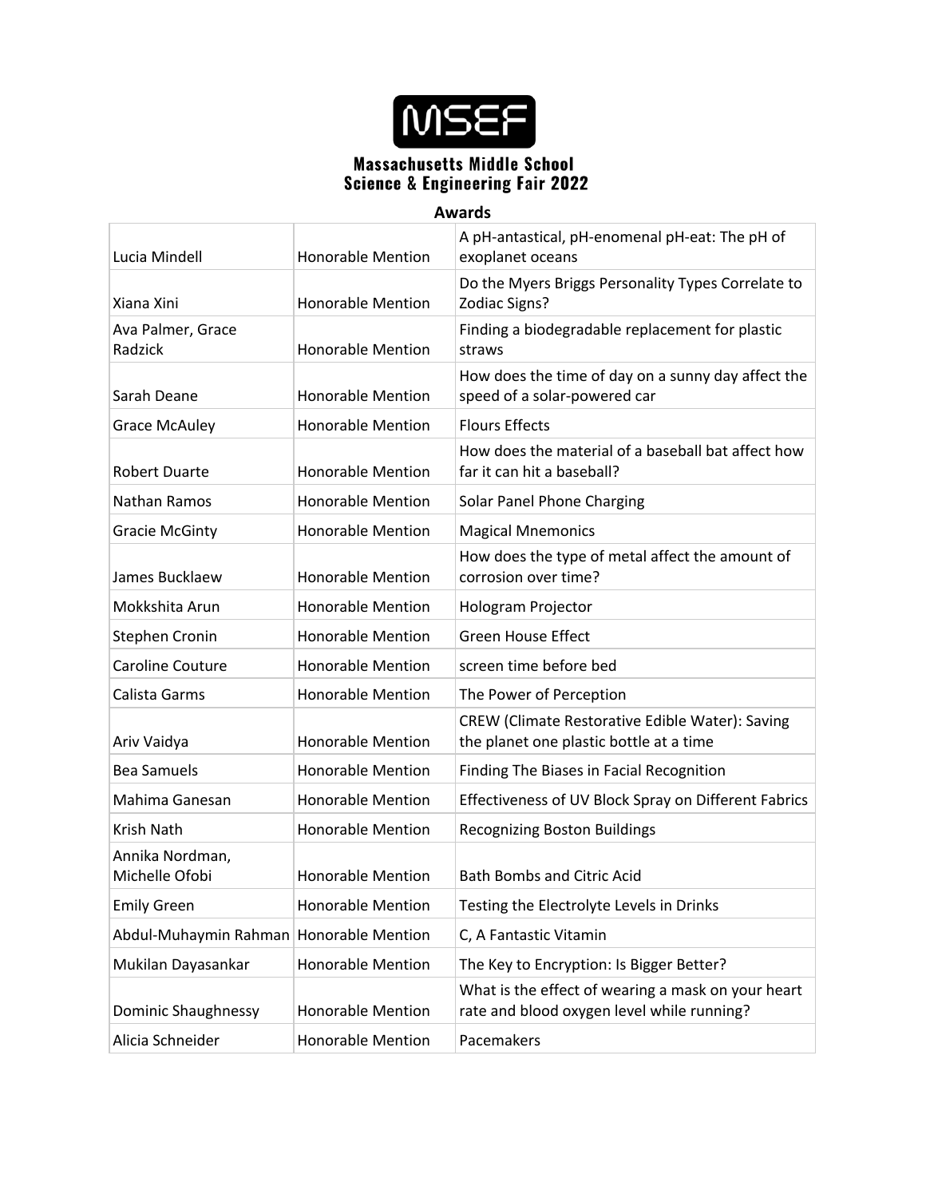# MSEF

## Massachusetts Middle School Science & Engineering Fair 2022

### Awards

| | | |
|---|---|---|
| Lucia Mindell | Honorable Mention | A pH-antastical, pH-enomenal pH-eat: The pH of exoplanet oceans |
| Xiana Xini | Honorable Mention | Do the Myers Briggs Personality Types Correlate to Zodiac Signs? |
| Ava Palmer, Grace Radzick | Honorable Mention | Finding a biodegradable replacement for plastic straws |
| Sarah Deane | Honorable Mention | How does the time of day on a sunny day affect the speed of a solar-powered car |
| Grace McAuley | Honorable Mention | Flours Effects |
| Robert Duarte | Honorable Mention | How does the material of a baseball bat affect how far it can hit a baseball? |
| Nathan Ramos | Honorable Mention | Solar Panel Phone Charging |
| Gracie McGinty | Honorable Mention | Magical Mnemonics |
| James Bucklaew | Honorable Mention | How does the type of metal affect the amount of corrosion over time? |
| Mokkshita Arun | Honorable Mention | Hologram Projector |
| Stephen Cronin | Honorable Mention | Green House Effect |
| Caroline Couture | Honorable Mention | screen time before bed |
| Calista Garms | Honorable Mention | The Power of Perception |
| Ariv Vaidya | Honorable Mention | CREW (Climate Restorative Edible Water): Saving the planet one plastic bottle at a time |
| Bea Samuels | Honorable Mention | Finding The Biases in Facial Recognition |
| Mahima Ganesan | Honorable Mention | Effectiveness of UV Block Spray on Different Fabrics |
| Krish Nath | Honorable Mention | Recognizing Boston Buildings |
| Annika Nordman, Michelle Ofobi | Honorable Mention | Bath Bombs and Citric Acid |
| Emily Green | Honorable Mention | Testing the Electrolyte Levels in Drinks |
| Abdul-Muhaymin Rahman | Honorable Mention | C, A Fantastic Vitamin |
| Mukilan Dayasankar | Honorable Mention | The Key to Encryption: Is Bigger Better? |
| Dominic Shaughnessy | Honorable Mention | What is the effect of wearing a mask on your heart rate and blood oxygen level while running? |
| Alicia Schneider | Honorable Mention | Pacemakers |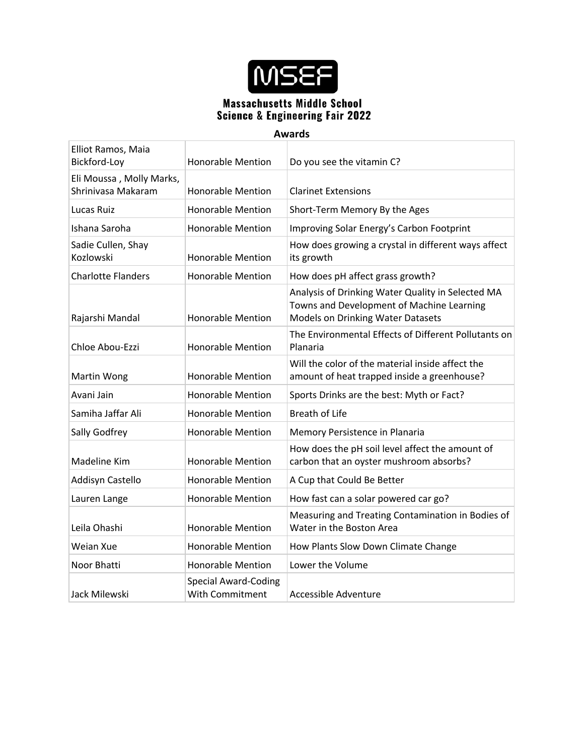MSEF

**Massachusetts Middle School Science & Engineering Fair 2022**

**Awards**

| | | |
|---|---|---|
| Elliot Ramos, Maia Bickford-Loy | Honorable Mention | Do you see the vitamin C? |
| Eli Moussa , Molly Marks, Shrinivasa Makaram | Honorable Mention | Clarinet Extensions |
| Lucas Ruiz | Honorable Mention | Short-Term Memory By the Ages |
| Ishana Saroha | Honorable Mention | Improving Solar Energy's Carbon Footprint |
| Sadie Cullen, Shay Kozlowski | Honorable Mention | How does growing a crystal in different ways affect its growth |
| Charlotte Flanders | Honorable Mention | How does pH affect grass growth? |
| Rajarshi Mandal | Honorable Mention | Analysis of Drinking Water Quality in Selected MA Towns and Development of Machine Learning Models on Drinking Water Datasets |
| Chloe Abou-Ezzi | Honorable Mention | The Environmental Effects of Different Pollutants on Planaria |
| Martin Wong | Honorable Mention | Will the color of the material inside affect the amount of heat trapped inside a greenhouse? |
| Avani Jain | Honorable Mention | Sports Drinks are the best: Myth or Fact? |
| Samiha Jaffar Ali | Honorable Mention | Breath of Life |
| Sally Godfrey | Honorable Mention | Memory Persistence in Planaria |
| Madeline Kim | Honorable Mention | How does the pH soil level affect the amount of carbon that an oyster mushroom absorbs? |
| Addisyn Castello | Honorable Mention | A Cup that Could Be Better |
| Lauren Lange | Honorable Mention | How fast can a solar powered car go? |
| Leila Ohashi | Honorable Mention | Measuring and Treating Contamination in Bodies of Water in the Boston Area |
| Weian Xue | Honorable Mention | How Plants Slow Down Climate Change |
| Noor Bhatti | Honorable Mention | Lower the Volume |
| Jack Milewski | Special Award-Coding With Commitment | Accessible Adventure |